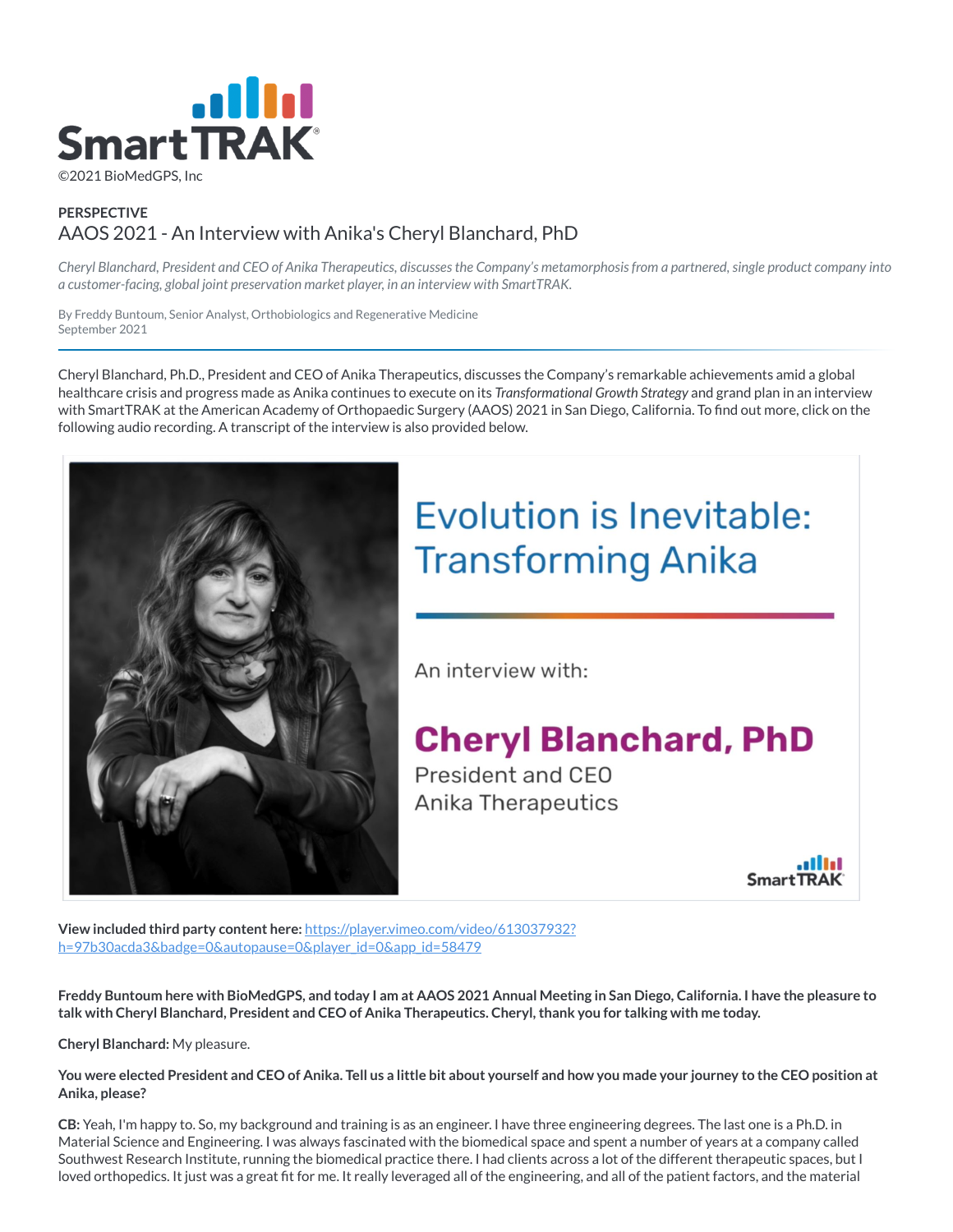©2021 BioMedGPS, Inc

**PERSPECTIVE**

# AAOS 2021 - An Interview with Anika's Cheryl Blanchard, PhD

*Cheryl Blanchard, President and CEO of Anika Therapeutics, discusses the Company's metamorphosis from a partnered, single product company into a customer-facing, global joint preservation market player, in an interview with SmartTRAK.*

By Freddy Buntoum, Senior Analyst, Orthobiologics and Regenerative Medicine
September 2021

---

Cheryl Blanchard, Ph.D., President and CEO of Anika Therapeutics, discusses the Company's remarkable achievements amid a global healthcare crisis and progress made as Anika continues to execute on its *Transformational Growth Strategy* and grand plan in an interview with SmartTRAK at the American Academy of Orthopaedic Surgery (AAOS) 2021 in San Diego, California. To find out more, click on the following audio recording. A transcript of the interview is also provided below.

Evolution is Inevitable: Transforming Anika

An interview with:

Cheryl Blanchard, PhD
President and CEO
Anika Therapeutics

**View included third party content here:** https://player.vimeo.com/video/613037932?h=97b30acda3&badge=0&autopause=0&player_id=0&app_id=58479

**Freddy Buntoum here with BioMedGPS, and today I am at AAOS 2021 Annual Meeting in San Diego, California. I have the pleasure to talk with Cheryl Blanchard, President and CEO of Anika Therapeutics. Cheryl, thank you for talking with me today.**

**Cheryl Blanchard:** My pleasure.

**You were elected President and CEO of Anika. Tell us a little bit about yourself and how you made your journey to the CEO position at Anika, please?**

**CB:** Yeah, I'm happy to. So, my background and training is as an engineer. I have three engineering degrees. The last one is a Ph.D. in Material Science and Engineering. I was always fascinated with the biomedical space and spent a number of years at a company called Southwest Research Institute, running the biomedical practice there. I had clients across a lot of the different therapeutic spaces, but I loved orthopedics. It just was a great fit for me. It really leveraged all of the engineering, and all of the patient factors, and the material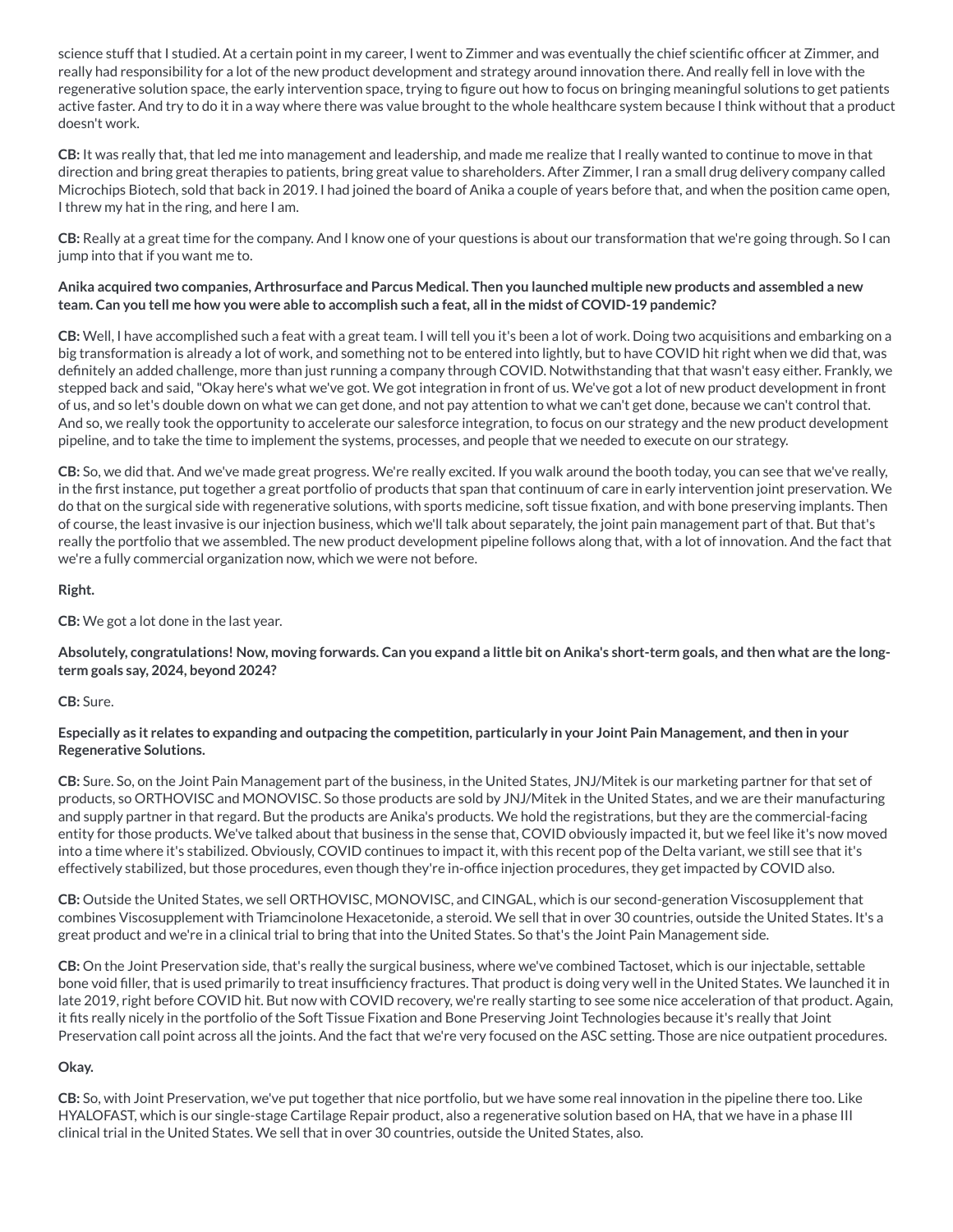science stuff that I studied. At a certain point in my career, I went to Zimmer and was eventually the chief scientific officer at Zimmer, and really had responsibility for a lot of the new product development and strategy around innovation there. And really fell in love with the regenerative solution space, the early intervention space, trying to figure out how to focus on bringing meaningful solutions to get patients active faster. And try to do it in a way where there was value brought to the whole healthcare system because I think without that a product doesn't work.

**CB:** It was really that, that led me into management and leadership, and made me realize that I really wanted to continue to move in that direction and bring great therapies to patients, bring great value to shareholders. After Zimmer, I ran a small drug delivery company called Microchips Biotech, sold that back in 2019. I had joined the board of Anika a couple of years before that, and when the position came open, I threw my hat in the ring, and here I am.

**CB:** Really at a great time for the company. And I know one of your questions is about our transformation that we're going through. So I can jump into that if you want me to.

**Anika acquired two companies, Arthrosurface and Parcus Medical. Then you launched multiple new products and assembled a new team. Can you tell me how you were able to accomplish such a feat, all in the midst of COVID-19 pandemic?**

**CB:** Well, I have accomplished such a feat with a great team. I will tell you it's been a lot of work. Doing two acquisitions and embarking on a big transformation is already a lot of work, and something not to be entered into lightly, but to have COVID hit right when we did that, was definitely an added challenge, more than just running a company through COVID. Notwithstanding that that wasn't easy either. Frankly, we stepped back and said, "Okay here's what we've got. We got integration in front of us. We've got a lot of new product development in front of us, and so let's double down on what we can get done, and not pay attention to what we can't get done, because we can't control that. And so, we really took the opportunity to accelerate our salesforce integration, to focus on our strategy and the new product development pipeline, and to take the time to implement the systems, processes, and people that we needed to execute on our strategy.

**CB:** So, we did that. And we've made great progress. We're really excited. If you walk around the booth today, you can see that we've really, in the first instance, put together a great portfolio of products that span that continuum of care in early intervention joint preservation. We do that on the surgical side with regenerative solutions, with sports medicine, soft tissue fixation, and with bone preserving implants. Then of course, the least invasive is our injection business, which we'll talk about separately, the joint pain management part of that. But that's really the portfolio that we assembled. The new product development pipeline follows along that, with a lot of innovation. And the fact that we're a fully commercial organization now, which we were not before.

**Right.**

**CB:** We got a lot done in the last year.

**Absolutely, congratulations! Now, moving forwards. Can you expand a little bit on Anika's short-term goals, and then what are the long-term goals say, 2024, beyond 2024?**

**CB:** Sure.

**Especially as it relates to expanding and outpacing the competition, particularly in your Joint Pain Management, and then in your Regenerative Solutions.**

**CB:** Sure. So, on the Joint Pain Management part of the business, in the United States, JNJ/Mitek is our marketing partner for that set of products, so ORTHOVISC and MONOVISC. So those products are sold by JNJ/Mitek in the United States, and we are their manufacturing and supply partner in that regard. But the products are Anika's products. We hold the registrations, but they are the commercial-facing entity for those products. We've talked about that business in the sense that, COVID obviously impacted it, but we feel like it's now moved into a time where it's stabilized. Obviously, COVID continues to impact it, with this recent pop of the Delta variant, we still see that it's effectively stabilized, but those procedures, even though they're in-office injection procedures, they get impacted by COVID also.

**CB:** Outside the United States, we sell ORTHOVISC, MONOVISC, and CINGAL, which is our second-generation Viscosupplement that combines Viscosupplement with Triamcinolone Hexacetonide, a steroid. We sell that in over 30 countries, outside the United States. It's a great product and we're in a clinical trial to bring that into the United States. So that's the Joint Pain Management side.

**CB:** On the Joint Preservation side, that's really the surgical business, where we've combined Tactoset, which is our injectable, settable bone void filler, that is used primarily to treat insufficiency fractures. That product is doing very well in the United States. We launched it in late 2019, right before COVID hit. But now with COVID recovery, we're really starting to see some nice acceleration of that product. Again, it fits really nicely in the portfolio of the Soft Tissue Fixation and Bone Preserving Joint Technologies because it's really that Joint Preservation call point across all the joints. And the fact that we're very focused on the ASC setting. Those are nice outpatient procedures.

**Okay.**

**CB:** So, with Joint Preservation, we've put together that nice portfolio, but we have some real innovation in the pipeline there too. Like HYALOFAST, which is our single-stage Cartilage Repair product, also a regenerative solution based on HA, that we have in a phase III clinical trial in the United States. We sell that in over 30 countries, outside the United States, also.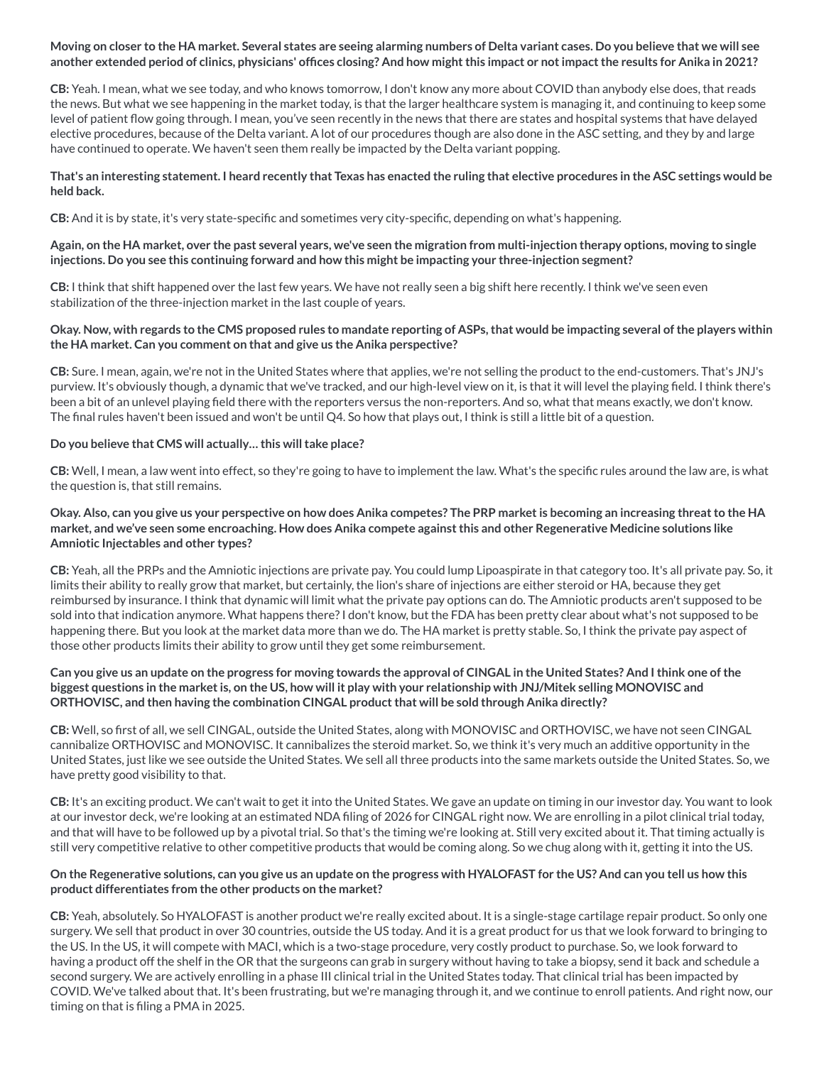**Moving on closer to the HA market. Several states are seeing alarming numbers of Delta variant cases. Do you believe that we will see another extended period of clinics, physicians' offices closing? And how might this impact or not impact the results for Anika in 2021?**

**CB:** Yeah. I mean, what we see today, and who knows tomorrow, I don't know any more about COVID than anybody else does, that reads the news. But what we see happening in the market today, is that the larger healthcare system is managing it, and continuing to keep some level of patient flow going through. I mean, you've seen recently in the news that there are states and hospital systems that have delayed elective procedures, because of the Delta variant. A lot of our procedures though are also done in the ASC setting, and they by and large have continued to operate. We haven't seen them really be impacted by the Delta variant popping.

**That's an interesting statement. I heard recently that Texas has enacted the ruling that elective procedures in the ASC settings would be held back.**

**CB:** And it is by state, it's very state-specific and sometimes very city-specific, depending on what's happening.

**Again, on the HA market, over the past several years, we've seen the migration from multi-injection therapy options, moving to single injections. Do you see this continuing forward and how this might be impacting your three-injection segment?**

**CB:** I think that shift happened over the last few years. We have not really seen a big shift here recently. I think we've seen even stabilization of the three-injection market in the last couple of years.

**Okay. Now, with regards to the CMS proposed rules to mandate reporting of ASPs, that would be impacting several of the players within the HA market. Can you comment on that and give us the Anika perspective?**

**CB:** Sure. I mean, again, we're not in the United States where that applies, we're not selling the product to the end-customers. That's JNJ's purview. It's obviously though, a dynamic that we've tracked, and our high-level view on it, is that it will level the playing field. I think there's been a bit of an unlevel playing field there with the reporters versus the non-reporters. And so, what that means exactly, we don't know. The final rules haven't been issued and won't be until Q4. So how that plays out, I think is still a little bit of a question.

**Do you believe that CMS will actually… this will take place?**

**CB:** Well, I mean, a law went into effect, so they're going to have to implement the law. What's the specific rules around the law are, is what the question is, that still remains.

**Okay. Also, can you give us your perspective on how does Anika competes? The PRP market is becoming an increasing threat to the HA market, and we've seen some encroaching. How does Anika compete against this and other Regenerative Medicine solutions like Amniotic Injectables and other types?**

**CB:** Yeah, all the PRPs and the Amniotic injections are private pay. You could lump Lipoaspirate in that category too. It's all private pay. So, it limits their ability to really grow that market, but certainly, the lion's share of injections are either steroid or HA, because they get reimbursed by insurance. I think that dynamic will limit what the private pay options can do. The Amniotic products aren't supposed to be sold into that indication anymore. What happens there? I don't know, but the FDA has been pretty clear about what's not supposed to be happening there. But you look at the market data more than we do. The HA market is pretty stable. So, I think the private pay aspect of those other products limits their ability to grow until they get some reimbursement.

**Can you give us an update on the progress for moving towards the approval of CINGAL in the United States? And I think one of the biggest questions in the market is, on the US, how will it play with your relationship with JNJ/Mitek selling MONOVISC and ORTHOVISC, and then having the combination CINGAL product that will be sold through Anika directly?**

**CB:** Well, so first of all, we sell CINGAL, outside the United States, along with MONOVISC and ORTHOVISC, we have not seen CINGAL cannibalize ORTHOVISC and MONOVISC. It cannibalizes the steroid market. So, we think it's very much an additive opportunity in the United States, just like we see outside the United States. We sell all three products into the same markets outside the United States. So, we have pretty good visibility to that.

**CB:** It's an exciting product. We can't wait to get it into the United States. We gave an update on timing in our investor day. You want to look at our investor deck, we're looking at an estimated NDA filing of 2026 for CINGAL right now. We are enrolling in a pilot clinical trial today, and that will have to be followed up by a pivotal trial. So that's the timing we're looking at. Still very excited about it. That timing actually is still very competitive relative to other competitive products that would be coming along. So we chug along with it, getting it into the US.

**On the Regenerative solutions, can you give us an update on the progress with HYALOFAST for the US? And can you tell us how this product differentiates from the other products on the market?**

**CB:** Yeah, absolutely. So HYALOFAST is another product we're really excited about. It is a single-stage cartilage repair product. So only one surgery. We sell that product in over 30 countries, outside the US today. And it is a great product for us that we look forward to bringing to the US. In the US, it will compete with MACI, which is a two-stage procedure, very costly product to purchase. So, we look forward to having a product off the shelf in the OR that the surgeons can grab in surgery without having to take a biopsy, send it back and schedule a second surgery. We are actively enrolling in a phase III clinical trial in the United States today. That clinical trial has been impacted by COVID. We've talked about that. It's been frustrating, but we're managing through it, and we continue to enroll patients. And right now, our timing on that is filing a PMA in 2025.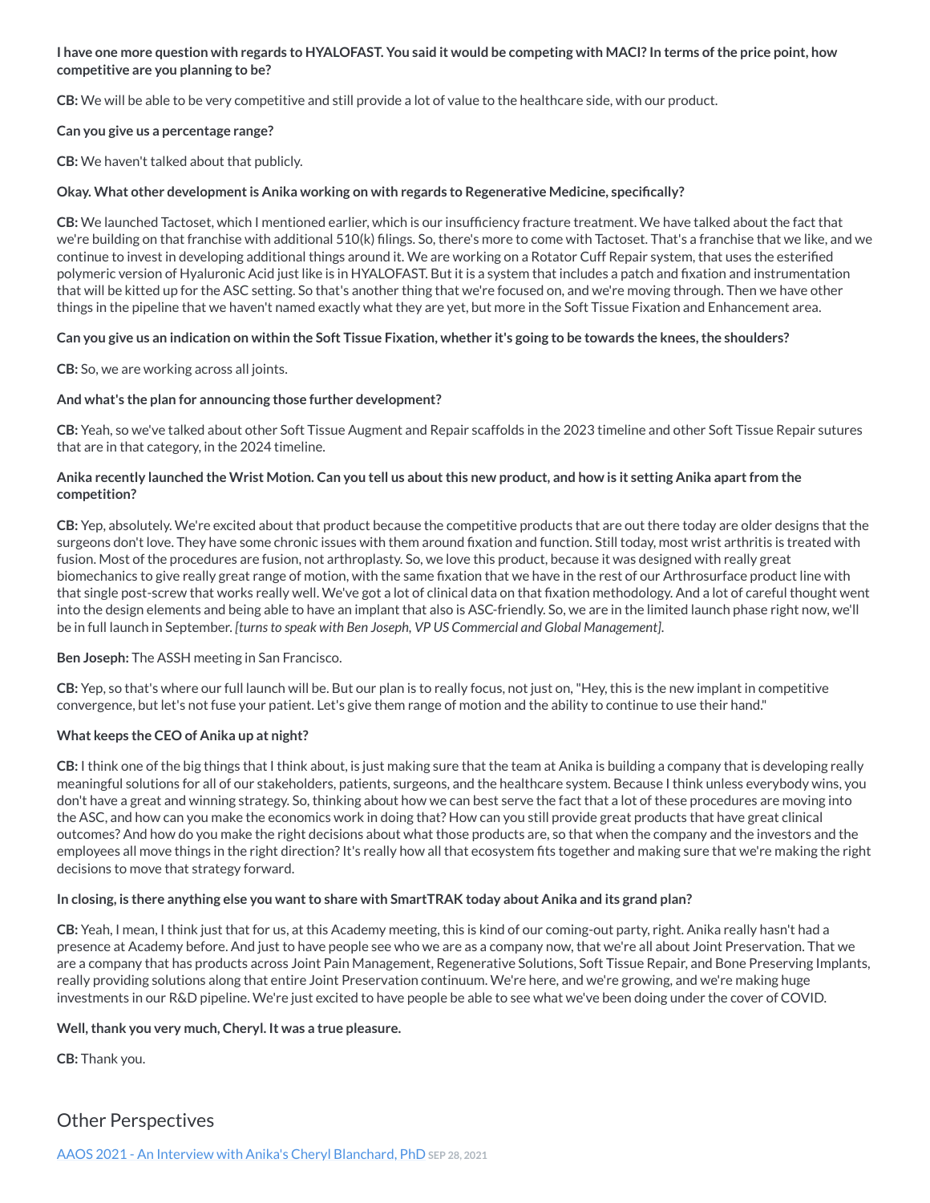**I have one more question with regards to HYALOFAST. You said it would be competing with MACI? In terms of the price point, how competitive are you planning to be?**

**CB:** We will be able to be very competitive and still provide a lot of value to the healthcare side, with our product.

**Can you give us a percentage range?**

**CB:** We haven't talked about that publicly.

**Okay. What other development is Anika working on with regards to Regenerative Medicine, specifically?**

**CB:** We launched Tactoset, which I mentioned earlier, which is our insufficiency fracture treatment. We have talked about the fact that we're building on that franchise with additional 510(k) filings. So, there's more to come with Tactoset. That's a franchise that we like, and we continue to invest in developing additional things around it. We are working on a Rotator Cuff Repair system, that uses the esterified polymeric version of Hyaluronic Acid just like is in HYALOFAST. But it is a system that includes a patch and fixation and instrumentation that will be kitted up for the ASC setting. So that's another thing that we're focused on, and we're moving through. Then we have other things in the pipeline that we haven't named exactly what they are yet, but more in the Soft Tissue Fixation and Enhancement area.

**Can you give us an indication on within the Soft Tissue Fixation, whether it's going to be towards the knees, the shoulders?**

**CB:** So, we are working across all joints.

**And what's the plan for announcing those further development?**

**CB:** Yeah, so we've talked about other Soft Tissue Augment and Repair scaffolds in the 2023 timeline and other Soft Tissue Repair sutures that are in that category, in the 2024 timeline.

**Anika recently launched the Wrist Motion. Can you tell us about this new product, and how is it setting Anika apart from the competition?**

**CB:** Yep, absolutely. We're excited about that product because the competitive products that are out there today are older designs that the surgeons don't love. They have some chronic issues with them around fixation and function. Still today, most wrist arthritis is treated with fusion. Most of the procedures are fusion, not arthroplasty. So, we love this product, because it was designed with really great biomechanics to give really great range of motion, with the same fixation that we have in the rest of our Arthrosurface product line with that single post-screw that works really well. We've got a lot of clinical data on that fixation methodology. And a lot of careful thought went into the design elements and being able to have an implant that also is ASC-friendly. So, we are in the limited launch phase right now, we'll be in full launch in September. *[turns to speak with Ben Joseph, VP US Commercial and Global Management].*

**Ben Joseph:** The ASSH meeting in San Francisco.

**CB:** Yep, so that's where our full launch will be. But our plan is to really focus, not just on, "Hey, this is the new implant in competitive convergence, but let's not fuse your patient. Let's give them range of motion and the ability to continue to use their hand."

**What keeps the CEO of Anika up at night?**

**CB:** I think one of the big things that I think about, is just making sure that the team at Anika is building a company that is developing really meaningful solutions for all of our stakeholders, patients, surgeons, and the healthcare system. Because I think unless everybody wins, you don't have a great and winning strategy. So, thinking about how we can best serve the fact that a lot of these procedures are moving into the ASC, and how can you make the economics work in doing that? How can you still provide great products that have great clinical outcomes? And how do you make the right decisions about what those products are, so that when the company and the investors and the employees all move things in the right direction? It's really how all that ecosystem fits together and making sure that we're making the right decisions to move that strategy forward.

**In closing, is there anything else you want to share with SmartTRAK today about Anika and its grand plan?**

**CB:** Yeah, I mean, I think just that for us, at this Academy meeting, this is kind of our coming-out party, right. Anika really hasn't had a presence at Academy before. And just to have people see who we are as a company now, that we're all about Joint Preservation. That we are a company that has products across Joint Pain Management, Regenerative Solutions, Soft Tissue Repair, and Bone Preserving Implants, really providing solutions along that entire Joint Preservation continuum. We're here, and we're growing, and we're making huge investments in our R&D pipeline. We're just excited to have people be able to see what we've been doing under the cover of COVID.

**Well, thank you very much, Cheryl. It was a true pleasure.**

**CB:** Thank you.

## Other Perspectives

AAOS 2021 - An Interview with Anika's Cheryl Blanchard, PhD SEP 28, 2021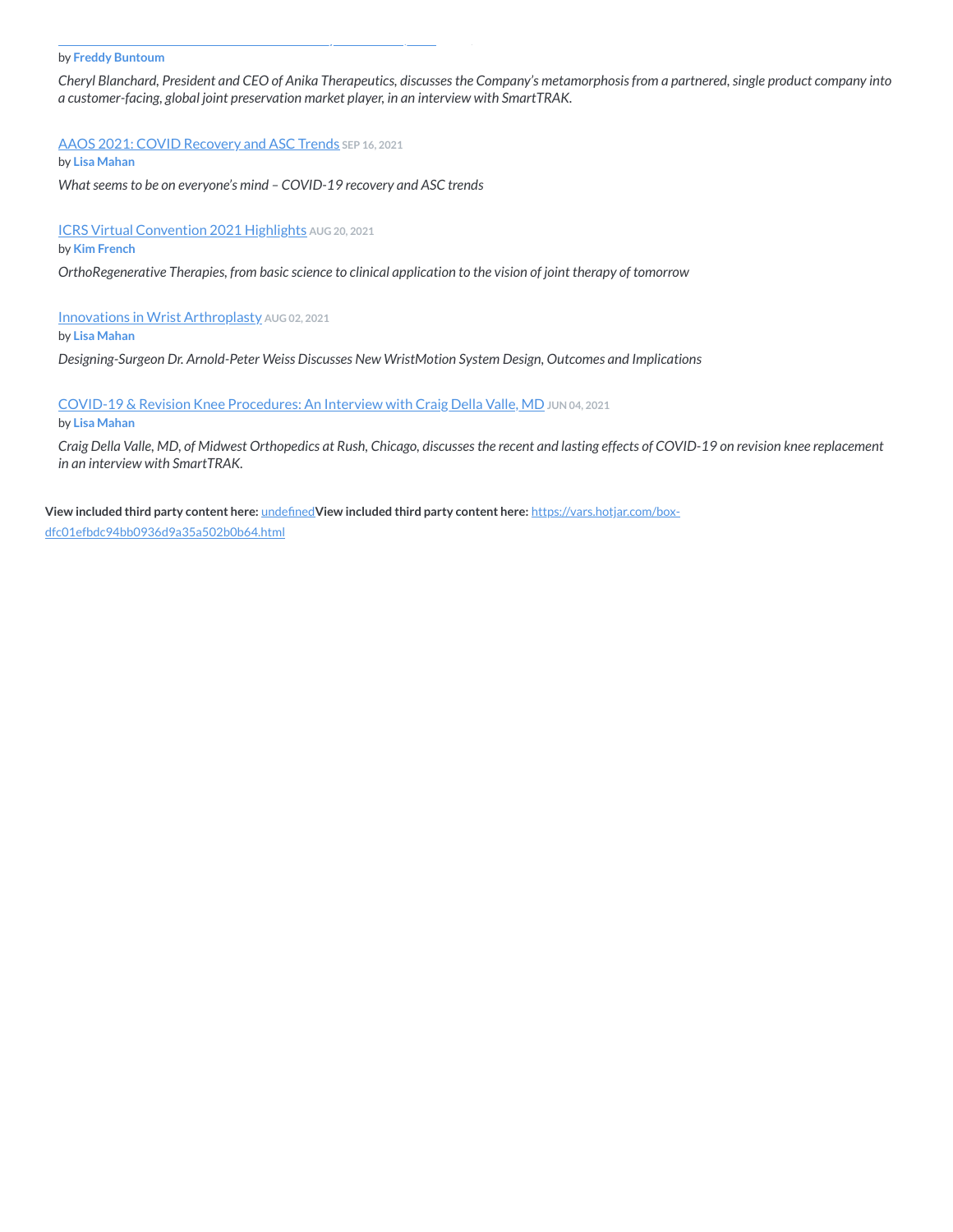by **Freddy Buntoum**

*Cheryl Blanchard, President and CEO of Anika Therapeutics, discusses the Company's metamorphosis from a partnered, single product company into a customer-facing, global joint preservation market player, in an interview with SmartTRAK.*

[AAOS 2021: COVID Recovery and ASC Trends]() SEP 16, 2021
by **Lisa Mahan**

*What seems to be on everyone's mind – COVID-19 recovery and ASC trends*

[ICRS Virtual Convention 2021 Highlights]() AUG 20, 2021
by **Kim French**

*OrthoRegenerative Therapies, from basic science to clinical application to the vision of joint therapy of tomorrow*

[Innovations in Wrist Arthroplasty]() AUG 02, 2021
by **Lisa Mahan**

*Designing-Surgeon Dr. Arnold-Peter Weiss Discusses New WristMotion System Design, Outcomes and Implications*

[COVID-19 & Revision Knee Procedures: An Interview with Craig Della Valle, MD]() JUN 04, 2021
by **Lisa Mahan**

*Craig Della Valle, MD, of Midwest Orthopedics at Rush, Chicago, discusses the recent and lasting effects of COVID-19 on revision knee replacement in an interview with SmartTRAK.*

**View included third party content here:** [undefined]()**View included third party content here:** [https://vars.hotjar.com/box-dfc01efbdc94bb0936d9a35a502b0b64.html](https://vars.hotjar.com/box-dfc01efbdc94bb0936d9a35a502b0b64.html)